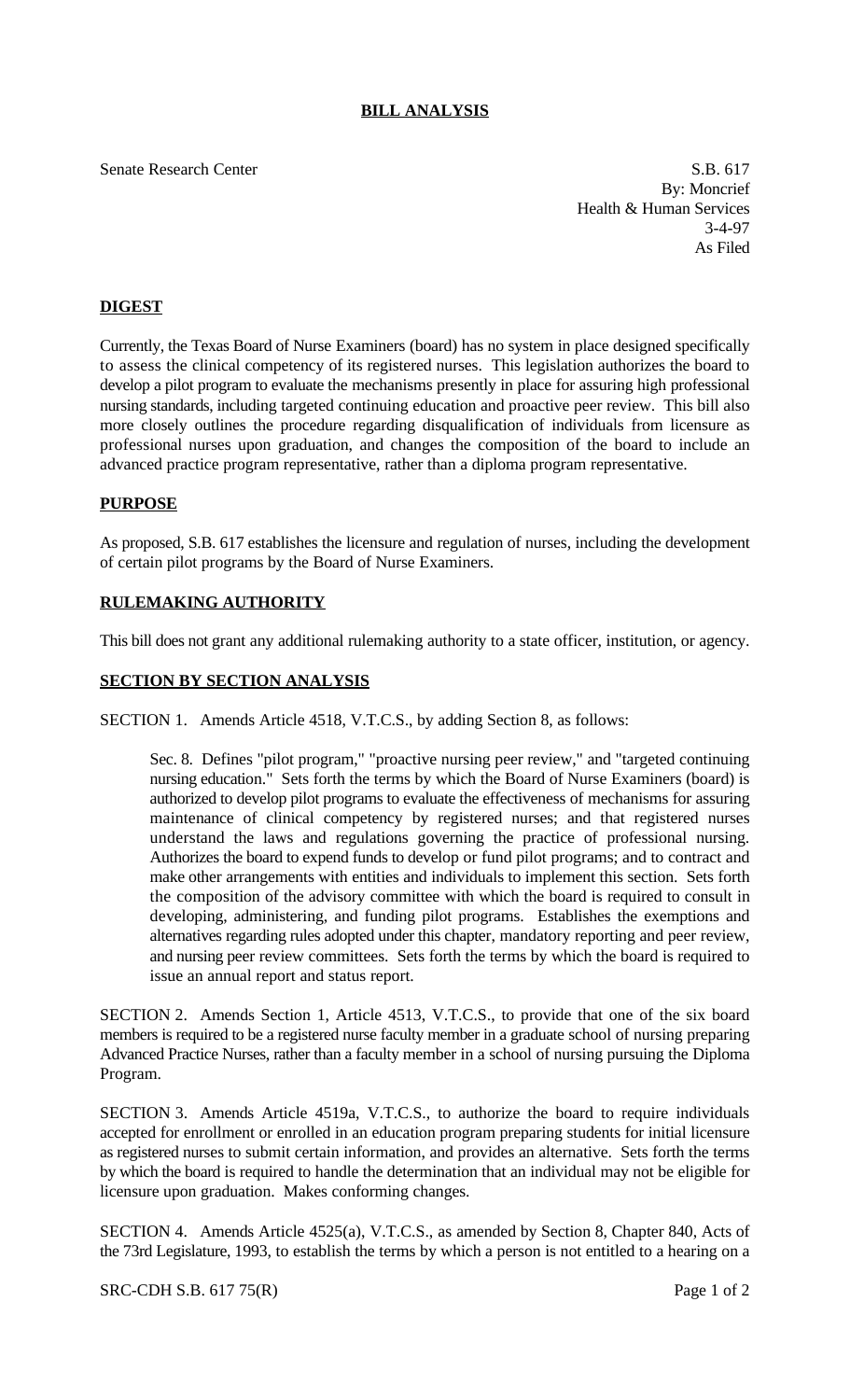## BILL ANALYSIS

Senate Research Center

S.B. 617
By: Moncrief
Health & Human Services
3-4-97
As Filed

## DIGEST

Currently, the Texas Board of Nurse Examiners (board) has no system in place designed specifically to assess the clinical competency of its registered nurses. This legislation authorizes the board to develop a pilot program to evaluate the mechanisms presently in place for assuring high professional nursing standards, including targeted continuing education and proactive peer review. This bill also more closely outlines the procedure regarding disqualification of individuals from licensure as professional nurses upon graduation, and changes the composition of the board to include an advanced practice program representative, rather than a diploma program representative.

## PURPOSE

As proposed, S.B. 617 establishes the licensure and regulation of nurses, including the development of certain pilot programs by the Board of Nurse Examiners.

## RULEMAKING AUTHORITY

This bill does not grant any additional rulemaking authority to a state officer, institution, or agency.

## SECTION BY SECTION ANALYSIS

SECTION 1. Amends Article 4518, V.T.C.S., by adding Section 8, as follows:

> Sec. 8. Defines "pilot program," "proactive nursing peer review," and "targeted continuing nursing education." Sets forth the terms by which the Board of Nurse Examiners (board) is authorized to develop pilot programs to evaluate the effectiveness of mechanisms for assuring maintenance of clinical competency by registered nurses; and that registered nurses understand the laws and regulations governing the practice of professional nursing. Authorizes the board to expend funds to develop or fund pilot programs; and to contract and make other arrangements with entities and individuals to implement this section. Sets forth the composition of the advisory committee with which the board is required to consult in developing, administering, and funding pilot programs. Establishes the exemptions and alternatives regarding rules adopted under this chapter, mandatory reporting and peer review, and nursing peer review committees. Sets forth the terms by which the board is required to issue an annual report and status report.

SECTION 2. Amends Section 1, Article 4513, V.T.C.S., to provide that one of the six board members is required to be a registered nurse faculty member in a graduate school of nursing preparing Advanced Practice Nurses, rather than a faculty member in a school of nursing pursuing the Diploma Program.

SECTION 3. Amends Article 4519a, V.T.C.S., to authorize the board to require individuals accepted for enrollment or enrolled in an education program preparing students for initial licensure as registered nurses to submit certain information, and provides an alternative. Sets forth the terms by which the board is required to handle the determination that an individual may not be eligible for licensure upon graduation. Makes conforming changes.

SECTION 4. Amends Article 4525(a), V.T.C.S., as amended by Section 8, Chapter 840, Acts of the 73rd Legislature, 1993, to establish the terms by which a person is not entitled to a hearing on a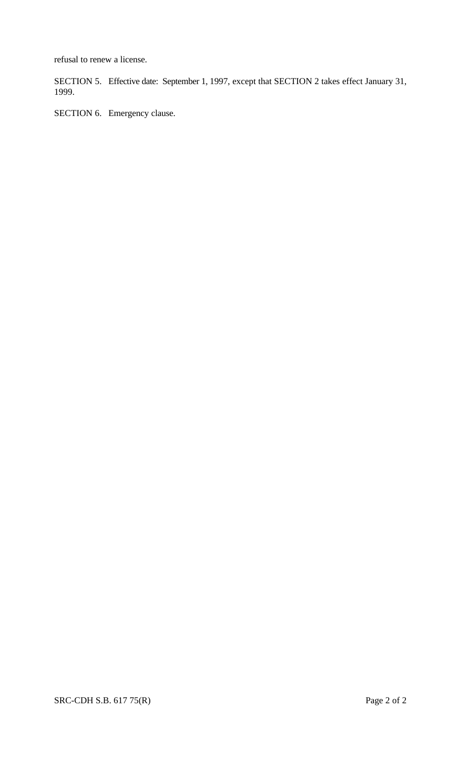refusal to renew a license.

SECTION 5. Effective date: September 1, 1997, except that SECTION 2 takes effect January 31, 1999.

SECTION 6. Emergency clause.